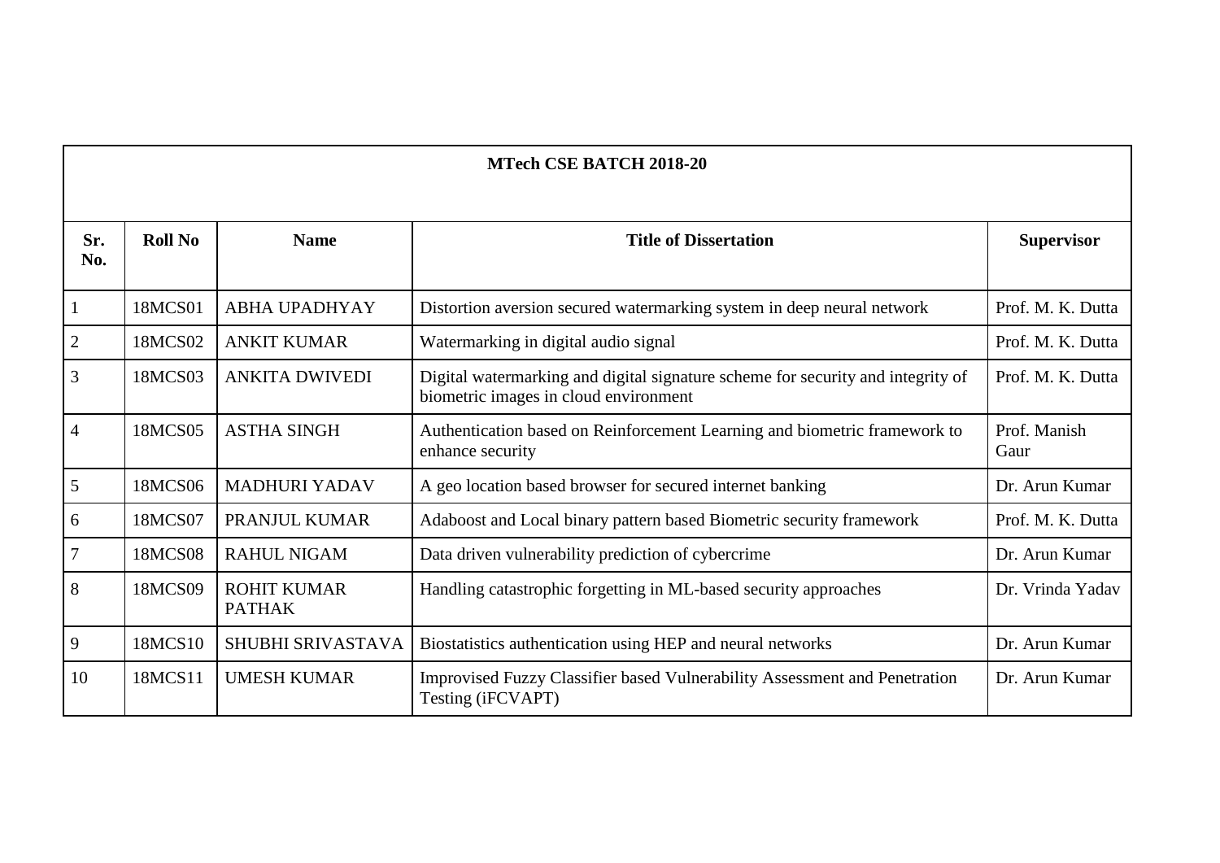| MTech CSE BATCH 2018-20 | | | | |
|---|---|---|---|---|
| **Sr. No.** | **Roll No** | **Name** | **Title of Dissertation** | **Supervisor** |
| 1 | 18MCS01 | ABHA UPADHYAY | Distortion aversion secured watermarking system in deep neural network | Prof. M. K. Dutta |
| 2 | 18MCS02 | ANKIT KUMAR | Watermarking in digital audio signal | Prof. M. K. Dutta |
| 3 | 18MCS03 | ANKITA DWIVEDI | Digital watermarking and digital signature scheme for security and integrity of biometric images in cloud environment | Prof. M. K. Dutta |
| 4 | 18MCS05 | ASTHA SINGH | Authentication based on Reinforcement Learning and biometric framework to enhance security | Prof. Manish Gaur |
| 5 | 18MCS06 | MADHURI YADAV | A geo location based browser for secured internet banking | Dr. Arun Kumar |
| 6 | 18MCS07 | PRANJUL KUMAR | Adaboost and Local binary pattern based Biometric security framework | Prof. M. K. Dutta |
| 7 | 18MCS08 | RAHUL NIGAM | Data driven vulnerability prediction of cybercrime | Dr. Arun Kumar |
| 8 | 18MCS09 | ROHIT KUMAR PATHAK | Handling catastrophic forgetting in ML-based security approaches | Dr. Vrinda Yadav |
| 9 | 18MCS10 | SHUBHI SRIVASTAVA | Biostatistics authentication using HEP and neural networks | Dr. Arun Kumar |
| 10 | 18MCS11 | UMESH KUMAR | Improvised Fuzzy Classifier based Vulnerability Assessment and Penetration Testing (iFCVAPT) | Dr. Arun Kumar |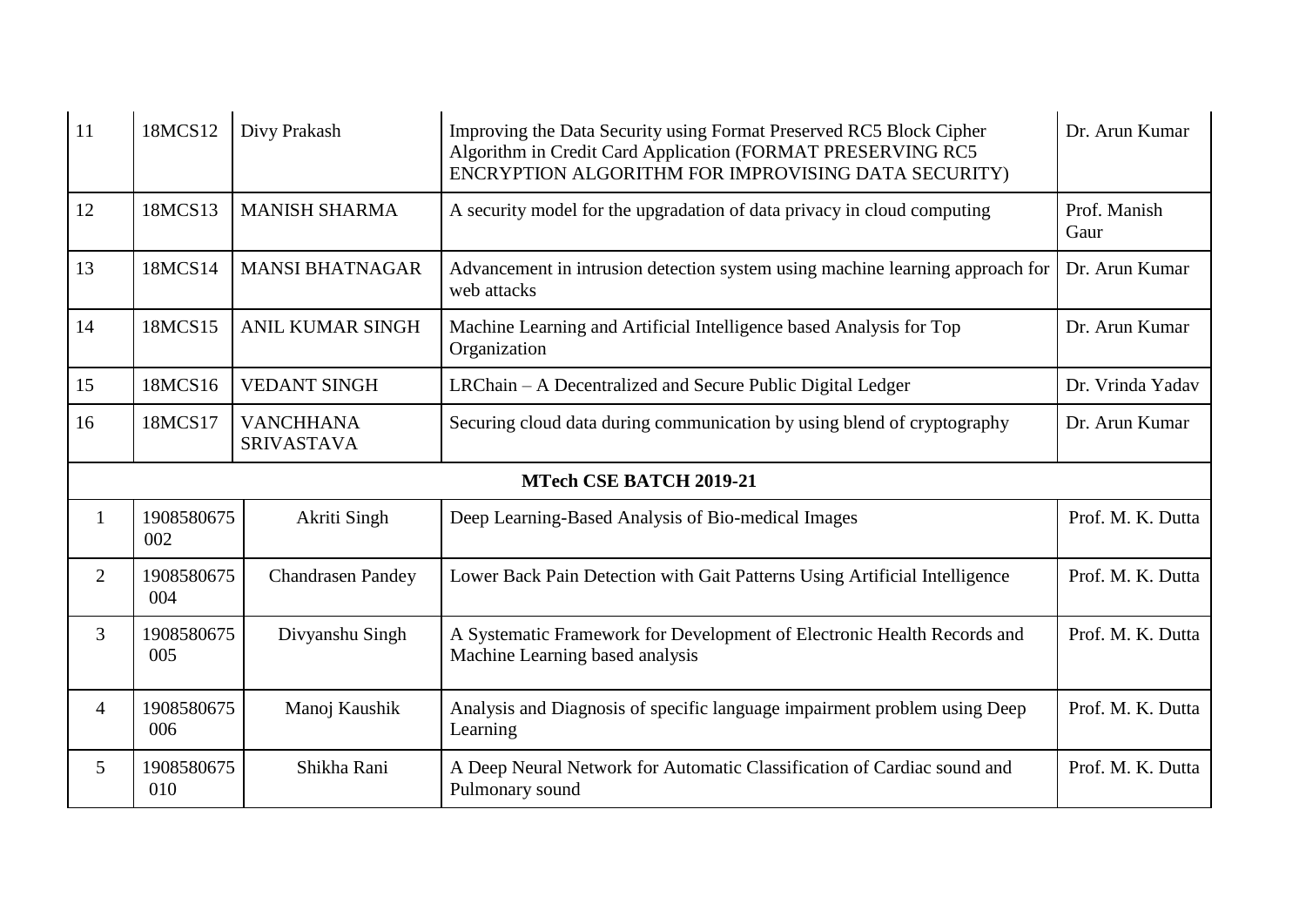| 11 | 18MCS12 | Divy Prakash | Improving the Data Security using Format Preserved RC5 Block Cipher Algorithm in Credit Card Application (FORMAT PRESERVING RC5 ENCRYPTION ALGORITHM FOR IMPROVISING DATA SECURITY) | Dr. Arun Kumar |
|---|---|---|---|---|
| 12 | 18MCS13 | MANISH SHARMA | A security model for the upgradation of data privacy in cloud computing | Prof. Manish Gaur |
| 13 | 18MCS14 | MANSI BHATNAGAR | Advancement in intrusion detection system using machine learning approach for web attacks | Dr. Arun Kumar |
| 14 | 18MCS15 | ANIL KUMAR SINGH | Machine Learning and Artificial Intelligence based Analysis for Top Organization | Dr. Arun Kumar |
| 15 | 18MCS16 | VEDANT SINGH | LRChain – A Decentralized and Secure Public Digital Ledger | Dr. Vrinda Yadav |
| 16 | 18MCS17 | VANCHHANA SRIVASTAVA | Securing cloud data during communication by using blend of cryptography | Dr. Arun Kumar |
| **MTech CSE BATCH 2019-21** | | | | |
| 1 | 1908580675002 | Akriti Singh | Deep Learning-Based Analysis of Bio-medical Images | Prof. M. K. Dutta |
| 2 | 1908580675004 | Chandrasen Pandey | Lower Back Pain Detection with Gait Patterns Using Artificial Intelligence | Prof. M. K. Dutta |
| 3 | 1908580675005 | Divyanshu Singh | A Systematic Framework for Development of Electronic Health Records and Machine Learning based analysis | Prof. M. K. Dutta |
| 4 | 1908580675006 | Manoj Kaushik | Analysis and Diagnosis of specific language impairment problem using Deep Learning | Prof. M. K. Dutta |
| 5 | 1908580675010 | Shikha Rani | A Deep Neural Network for Automatic Classification of Cardiac sound and Pulmonary sound | Prof. M. K. Dutta |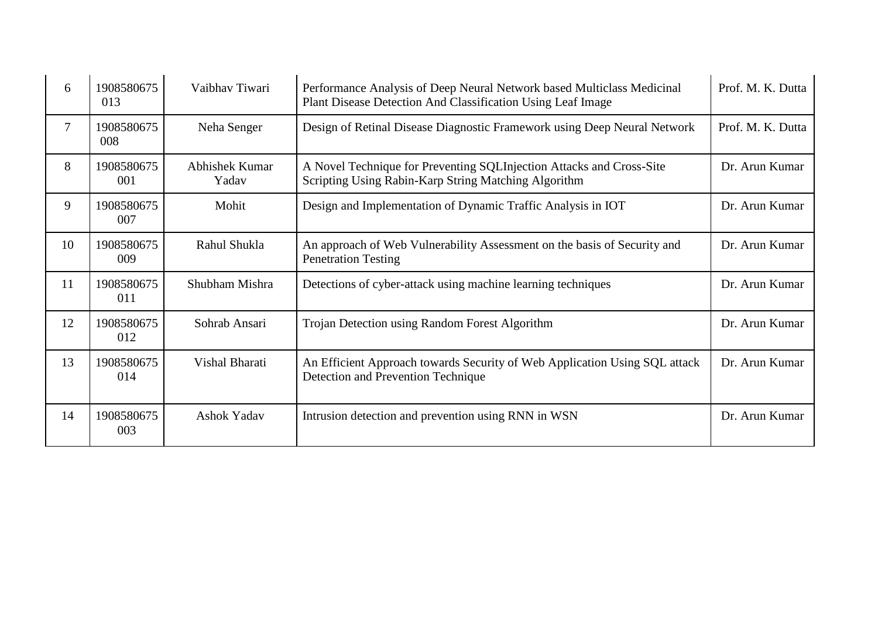| | | | | |
|---|---|---|---|---|
| 6 | 1908580675 013 | Vaibhav Tiwari | Performance Analysis of Deep Neural Network based Multiclass Medicinal Plant Disease Detection And Classification Using Leaf Image | Prof. M. K. Dutta |
| 7 | 1908580675 008 | Neha Senger | Design of Retinal Disease Diagnostic Framework using Deep Neural Network | Prof. M. K. Dutta |
| 8 | 1908580675 001 | Abhishek Kumar Yadav | A Novel Technique for Preventing SQLInjection Attacks and Cross-Site Scripting Using Rabin-Karp String Matching Algorithm | Dr. Arun Kumar |
| 9 | 1908580675 007 | Mohit | Design and Implementation of Dynamic Traffic Analysis in IOT | Dr. Arun Kumar |
| 10 | 1908580675 009 | Rahul Shukla | An approach of Web Vulnerability Assessment on the basis of Security and Penetration Testing | Dr. Arun Kumar |
| 11 | 1908580675 011 | Shubham Mishra | Detections of cyber-attack using machine learning techniques | Dr. Arun Kumar |
| 12 | 1908580675 012 | Sohrab Ansari | Trojan Detection using Random Forest Algorithm | Dr. Arun Kumar |
| 13 | 1908580675 014 | Vishal Bharati | An Efficient Approach towards Security of Web Application Using SQL attack Detection and Prevention Technique | Dr. Arun Kumar |
| 14 | 1908580675 003 | Ashok Yadav | Intrusion detection and prevention using RNN in WSN | Dr. Arun Kumar |